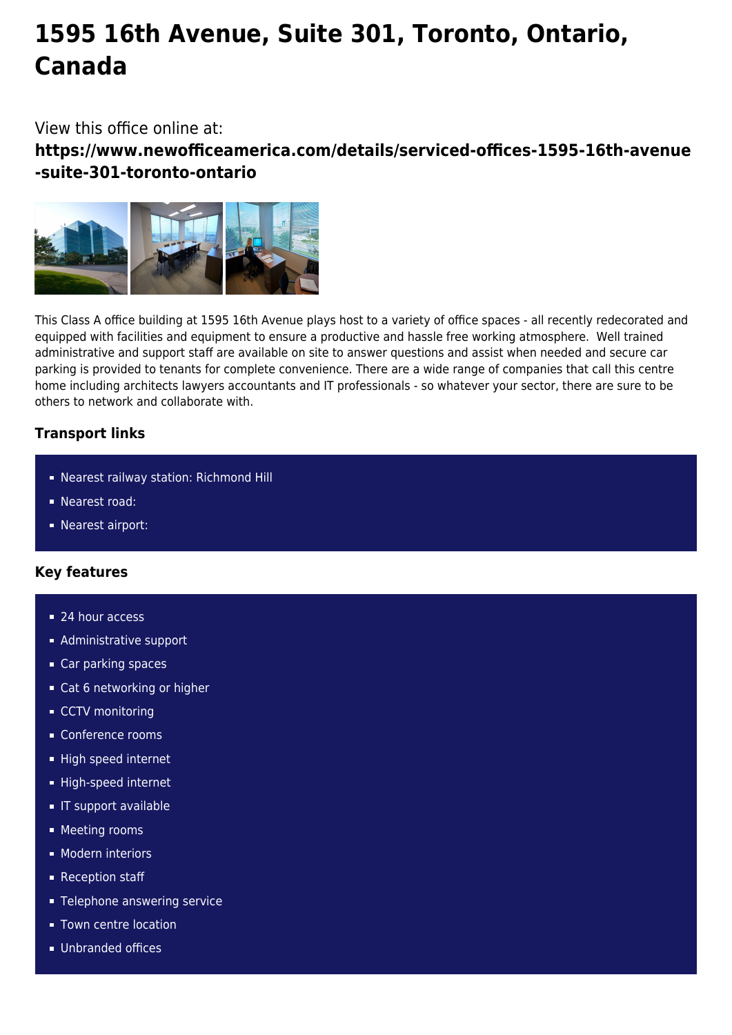# 1595 16th Avenue, Suite 301, Toronto, Ontario, Canada

View this office online at:

**https://www.newofficeamerica.com/details/serviced-offices-1595-16th-avenue-suite-301-toronto-ontario**

This Class A office building at 1595 16th Avenue plays host to a variety of office spaces - all recently redecorated and equipped with facilities and equipment to ensure a productive and hassle free working atmosphere. Well trained administrative and support staff are available on site to answer questions and assist when needed and secure car parking is provided to tenants for complete convenience. There are a wide range of companies that call this centre home including architects lawyers accountants and IT professionals - so whatever your sector, there are sure to be others to network and collaborate with.

### Transport links

- Nearest railway station: Richmond Hill
- Nearest road:
- Nearest airport:

### Key features

- 24 hour access
- Administrative support
- Car parking spaces
- Cat 6 networking or higher
- CCTV monitoring
- Conference rooms
- High speed internet
- High-speed internet
- IT support available
- Meeting rooms
- Modern interiors
- Reception staff
- Telephone answering service
- Town centre location
- Unbranded offices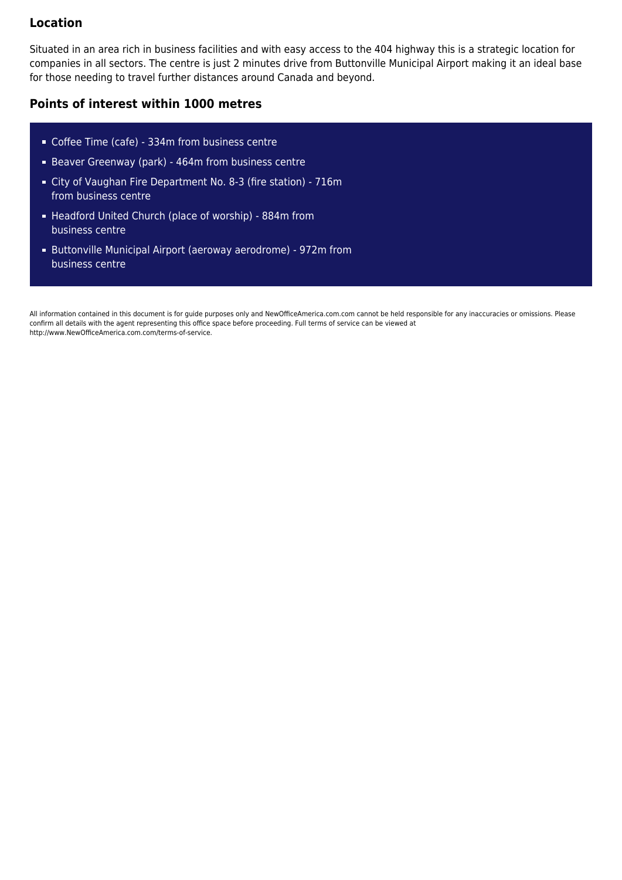## Location

Situated in an area rich in business facilities and with easy access to the 404 highway this is a strategic location for companies in all sectors. The centre is just 2 minutes drive from Buttonville Municipal Airport making it an ideal base for those needing to travel further distances around Canada and beyond.

## Points of interest within 1000 metres

- Coffee Time (cafe) - 334m from business centre
- Beaver Greenway (park) - 464m from business centre
- City of Vaughan Fire Department No. 8-3 (fire station) - 716m from business centre
- Headford United Church (place of worship) - 884m from business centre
- Buttonville Municipal Airport (aeroway aerodrome) - 972m from business centre

All information contained in this document is for guide purposes only and NewOfficeAmerica.com.com cannot be held responsible for any inaccuracies or omissions. Please confirm all details with the agent representing this office space before proceeding. Full terms of service can be viewed at http://www.NewOfficeAmerica.com.com/terms-of-service.